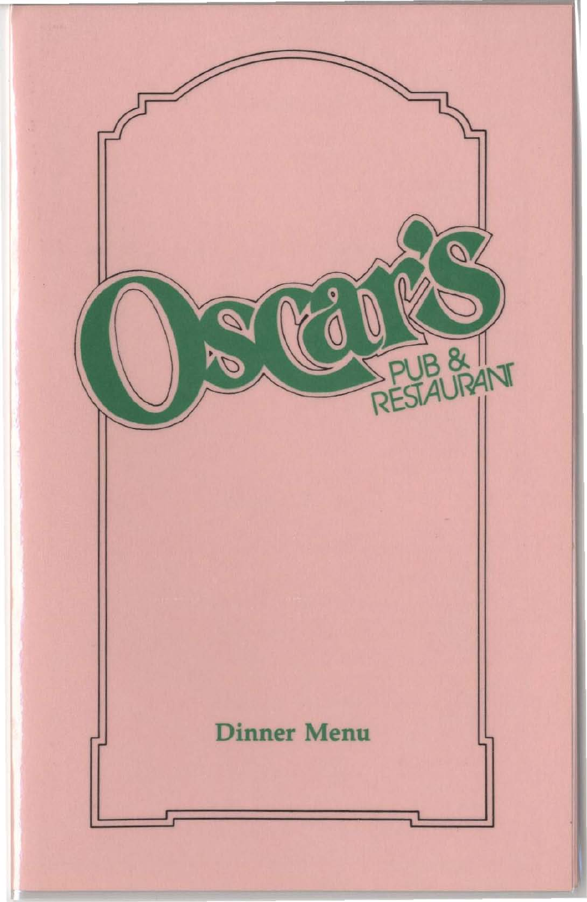# Oscar's

PUB & RESTAURANT

Dinner Menu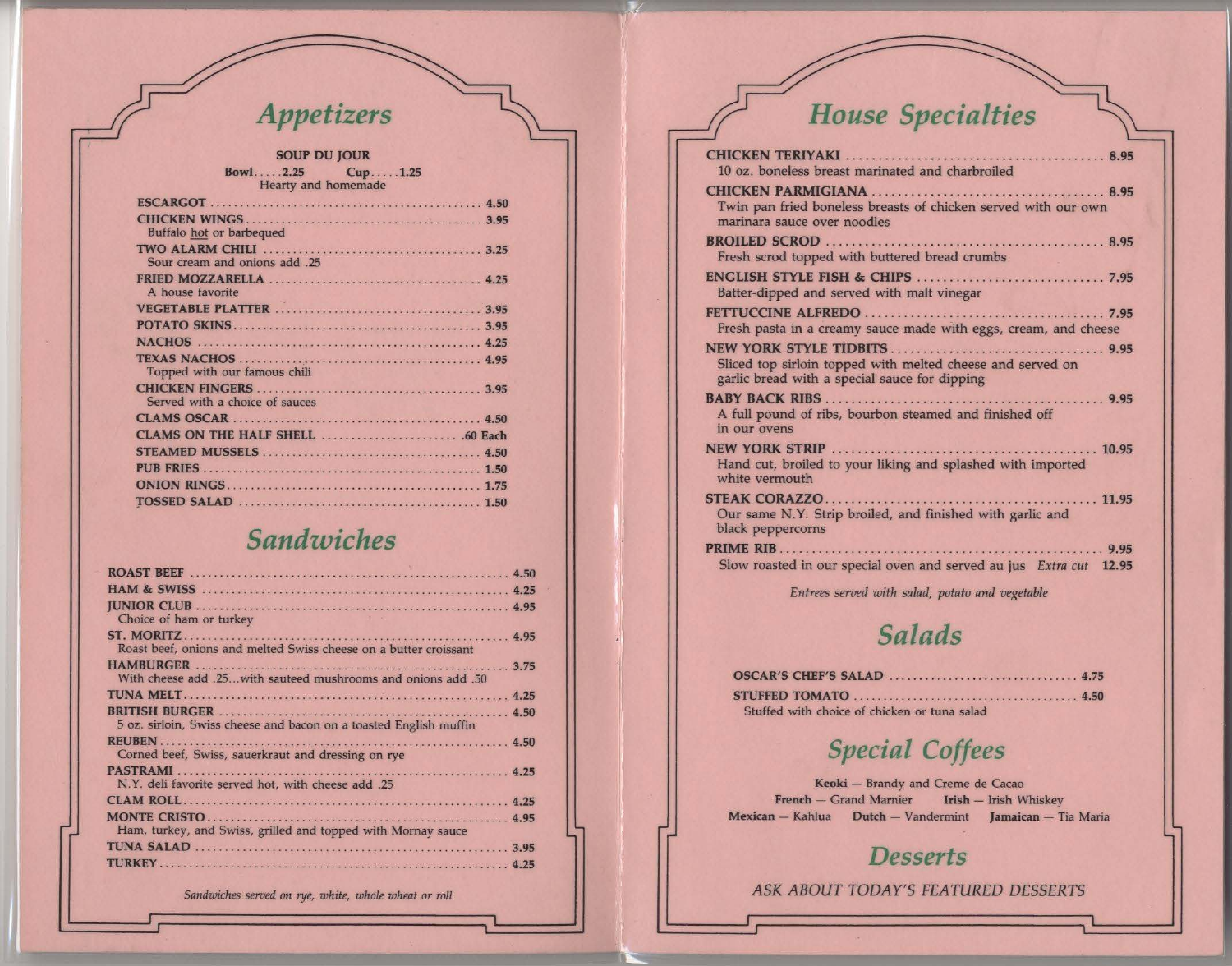## Appetizers

**SOUP DU JOUR**
Bowl.....2.25 Cup.....1.25
Hearty and homemade

**ESCARGOT** ........ 4.50

**CHICKEN WINGS** ........ 3.95
Buffalo hot or barbequed

**TWO ALARM CHILI** ........ 3.25
Sour cream and onions add .25

**FRIED MOZZARELLA** ........ 4.25
A house favorite

**VEGETABLE PLATTER** ........ 3.95

**POTATO SKINS** ........ 3.95

**NACHOS** ........ 4.25

**TEXAS NACHOS** ........ 4.95
Topped with our famous chili

**CHICKEN FINGERS** ........ 3.95
Served with a choice of sauces

**CLAMS OSCAR** ........ 4.50

**CLAMS ON THE HALF SHELL** ........ .60 Each

**STEAMED MUSSELS** ........ 4.50

**PUB FRIES** ........ 1.50

**ONION RINGS** ........ 1.75

**TOSSED SALAD** ........ 1.50

## Sandwiches

**ROAST BEEF** ........ 4.50

**HAM & SWISS** ........ 4.25

**JUNIOR CLUB** ........ 4.95
Choice of ham or turkey

**ST. MORITZ** ........ 4.95
Roast beef, onions and melted Swiss cheese on a butter croissant

**HAMBURGER** ........ 3.75
With cheese add .25...with sauteed mushrooms and onions add .50

**TUNA MELT** ........ 4.25

**BRITISH BURGER** ........ 4.50
5 oz. sirloin, Swiss cheese and bacon on a toasted English muffin

**REUBEN** ........ 4.50
Corned beef, Swiss, sauerkraut and dressing on rye

**PASTRAMI** ........ 4.25
N.Y. deli favorite served hot, with cheese add .25

**CLAM ROLL** ........ 4.25

**MONTE CRISTO** ........ 4.95
Ham, turkey, and Swiss, grilled and topped with Mornay sauce

**TUNA SALAD** ........ 3.95

**TURKEY** ........ 4.25

*Sandwiches served on rye, white, whole wheat or roll*

## House Specialties

**CHICKEN TERIYAKI** ........ 8.95
10 oz. boneless breast marinated and charbroiled

**CHICKEN PARMIGIANA** ........ 8.95
Twin pan fried boneless breasts of chicken served with our own marinara sauce over noodles

**BROILED SCROD** ........ 8.95
Fresh scrod topped with buttered bread crumbs

**ENGLISH STYLE FISH & CHIPS** ........ 7.95
Batter-dipped and served with malt vinegar

**FETTUCCINE ALFREDO** ........ 7.95
Fresh pasta in a creamy sauce made with eggs, cream, and cheese

**NEW YORK STYLE TIDBITS** ........ 9.95
Sliced top sirloin topped with melted cheese and served on garlic bread with a special sauce for dipping

**BABY BACK RIBS** ........ 9.95
A full pound of ribs, bourbon steamed and finished off in our ovens

**NEW YORK STRIP** ........ 10.95
Hand cut, broiled to your liking and splashed with imported white vermouth

**STEAK CORAZZO** ........ 11.95
Our same N.Y. Strip broiled, and finished with garlic and black peppercorns

**PRIME RIB** ........ 9.95
Slow roasted in our special oven and served au jus *Extra cut* 12.95

*Entrees served with salad, potato and vegetable*

## Salads

**OSCAR'S CHEF'S SALAD** ........ 4.75

**STUFFED TOMATO** ........ 4.50
Stuffed with choice of chicken or tuna salad

## Special Coffees

**Keoki** — Brandy and Creme de Cacao
**French** — Grand Marnier **Irish** — Irish Whiskey
**Mexican** — Kahlua **Dutch** — Vandermint **Jamaican** — Tia Maria

## Desserts

*ASK ABOUT TODAY'S FEATURED DESSERTS*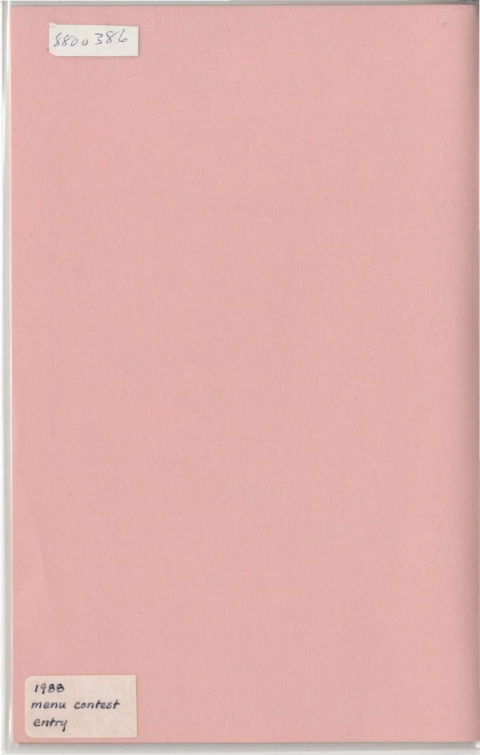8800386

1988
menu contest
entry